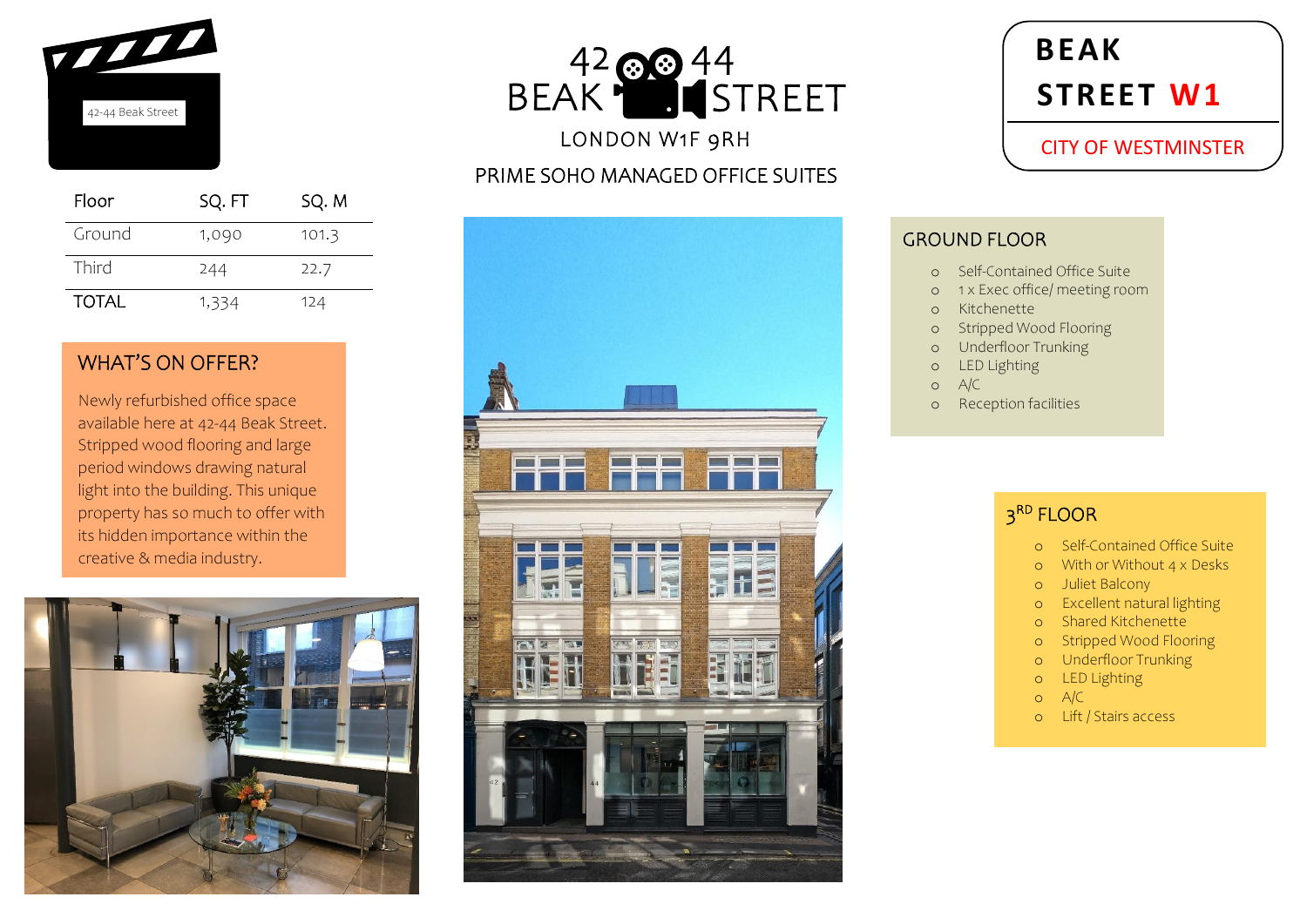42-44 Beak Street

# 42 44 BEAK STREET

LONDON W1F 9RH

PRIME SOHO MANAGED OFFICE SUITES

**BEAK STREET W1**

CITY OF WESTMINSTER

| Floor | SQ. FT | SQ. M |
|---|---|---|
| Ground | 1,090 | 101.3 |
| Third | 244 | 22.7 |
| TOTAL | 1,334 | 124 |

## WHAT'S ON OFFER?

Newly refurbished office space available here at 42-44 Beak Street. Stripped wood flooring and large period windows drawing natural light into the building. This unique property has so much to offer with its hidden importance within the creative & media industry.

## GROUND FLOOR

- Self-Contained Office Suite
- 1 x Exec office/ meeting room
- Kitchenette
- Stripped Wood Flooring
- Underfloor Trunking
- LED Lighting
- A/C
- Reception facilities

## 3RD FLOOR

- Self-Contained Office Suite
- With or Without 4 x Desks
- Juliet Balcony
- Excellent natural lighting
- Shared Kitchenette
- Stripped Wood Flooring
- Underfloor Trunking
- LED Lighting
- A/C
- Lift / Stairs access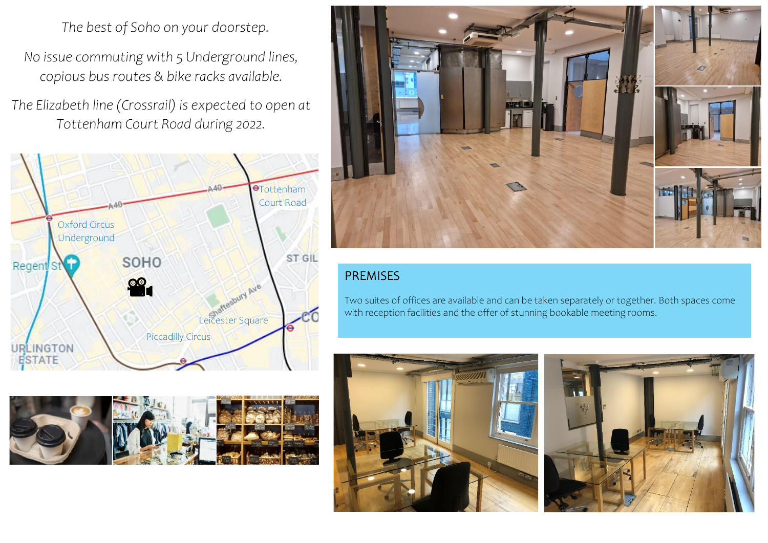*The best of Soho on your doorstep.*

*No issue commuting with 5 Underground lines, copious bus routes & bike racks available.*

*The Elizabeth line (Crossrail) is expected to open at Tottenham Court Road during 2022.*

## PREMISES

Two suites of offices are available and can be taken separately or together. Both spaces come with reception facilities and the offer of stunning bookable meeting rooms.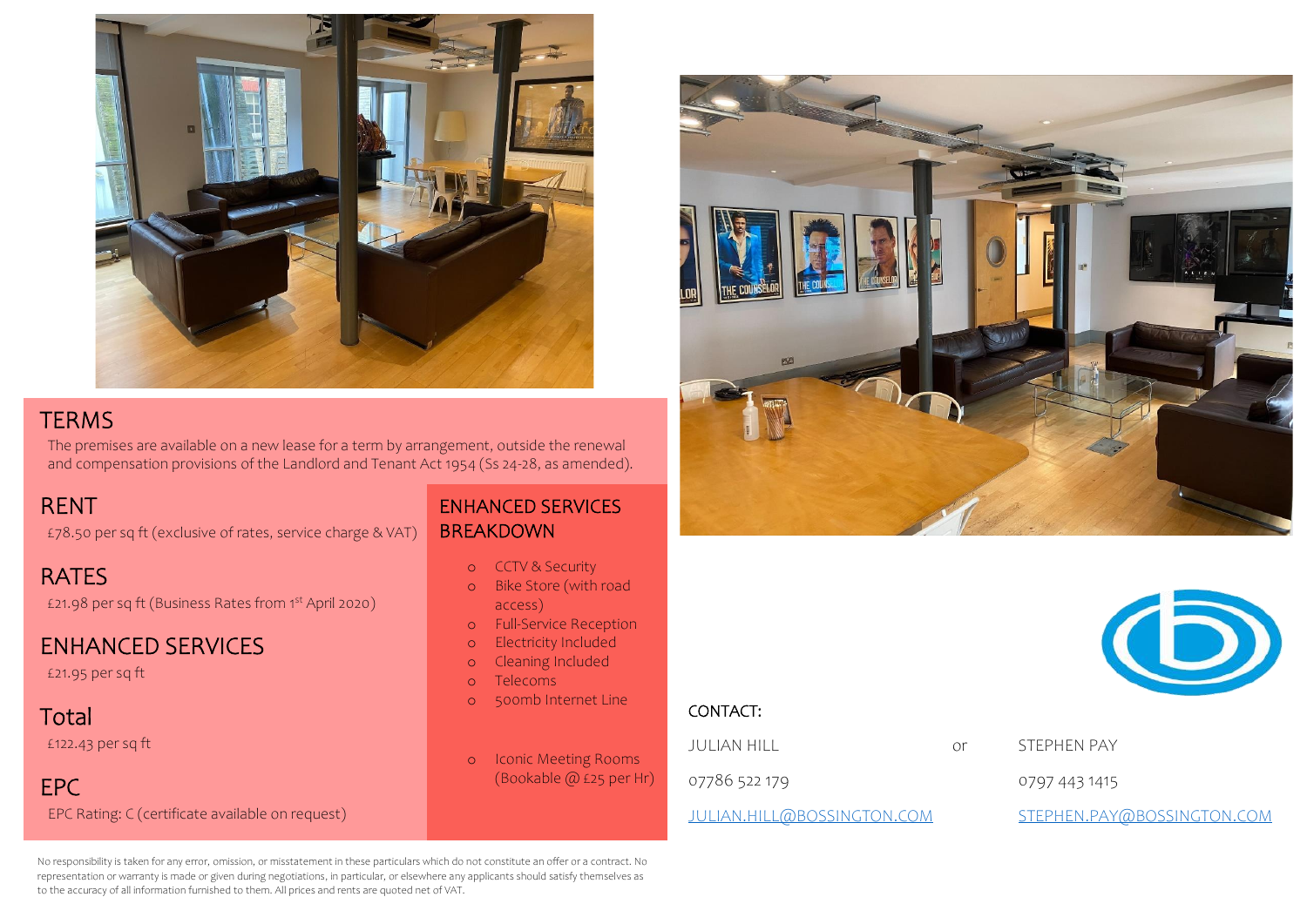## TERMS

The premises are available on a new lease for a term by arrangement, outside the renewal and compensation provisions of the Landlord and Tenant Act 1954 (Ss 24-28, as amended).

## RENT

£78.50 per sq ft (exclusive of rates, service charge & VAT)

## RATES

£21.98 per sq ft (Business Rates from 1st April 2020)

## ENHANCED SERVICES

£21.95 per sq ft

## Total

£122.43 per sq ft

## EPC

EPC Rating: C (certificate available on request)

## ENHANCED SERVICES BREAKDOWN

- CCTV & Security
- Bike Store (with road access)
- Full-Service Reception
- Electricity Included
- Cleaning Included
- Telecoms
- 500mb Internet Line
- Iconic Meeting Rooms (Bookable @ £25 per Hr)

CONTACT:

JULIAN HILL or STEPHEN PAY

07786 522 179 | 0797 443 1415

JULIAN.HILL@BOSSINGTON.COM | STEPHEN.PAY@BOSSINGTON.COM

No responsibility is taken for any error, omission, or misstatement in these particulars which do not constitute an offer or a contract. No representation or warranty is made or given during negotiations, in particular, or elsewhere any applicants should satisfy themselves as to the accuracy of all information furnished to them. All prices and rents are quoted net of VAT.